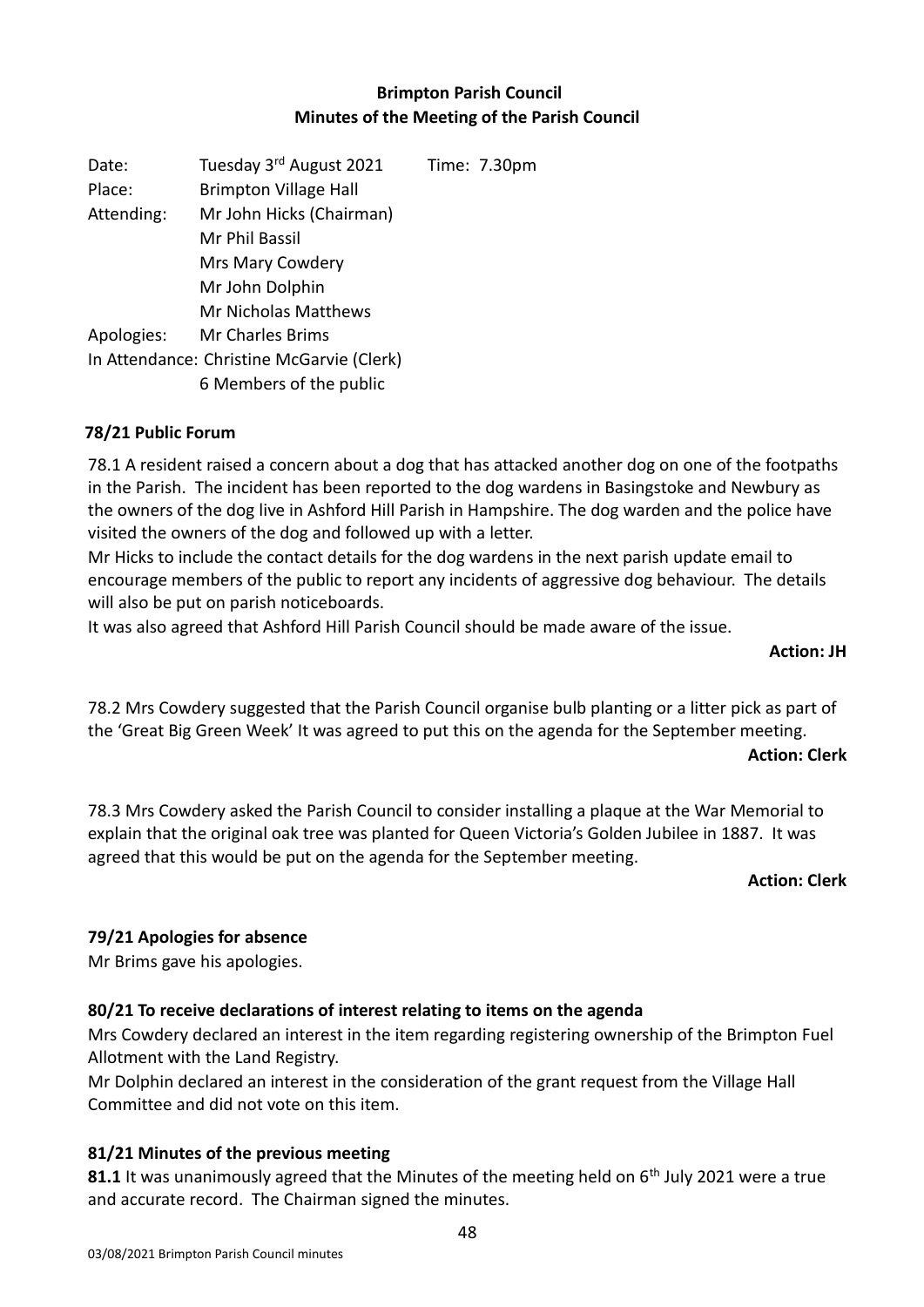**Brimpton Parish Council**
**Minutes of the Meeting of the Parish Council**

Date: Tuesday 3rd August 2021 Time: 7.30pm
Place: Brimpton Village Hall
Attending: Mr John Hicks (Chairman)
Mr Phil Bassil
Mrs Mary Cowdery
Mr John Dolphin
Mr Nicholas Matthews
Apologies: Mr Charles Brims
In Attendance: Christine McGarvie (Clerk)
6 Members of the public

## 78/21 Public Forum

78.1 A resident raised a concern about a dog that has attacked another dog on one of the footpaths in the Parish. The incident has been reported to the dog wardens in Basingstoke and Newbury as the owners of the dog live in Ashford Hill Parish in Hampshire. The dog warden and the police have visited the owners of the dog and followed up with a letter.
Mr Hicks to include the contact details for the dog wardens in the next parish update email to encourage members of the public to report any incidents of aggressive dog behaviour. The details will also be put on parish noticeboards.
It was also agreed that Ashford Hill Parish Council should be made aware of the issue.

**Action: JH**

78.2 Mrs Cowdery suggested that the Parish Council organise bulb planting or a litter pick as part of the 'Great Big Green Week' It was agreed to put this on the agenda for the September meeting.

**Action: Clerk**

78.3 Mrs Cowdery asked the Parish Council to consider installing a plaque at the War Memorial to explain that the original oak tree was planted for Queen Victoria's Golden Jubilee in 1887. It was agreed that this would be put on the agenda for the September meeting.

**Action: Clerk**

## 79/21 Apologies for absence

Mr Brims gave his apologies.

## 80/21 To receive declarations of interest relating to items on the agenda

Mrs Cowdery declared an interest in the item regarding registering ownership of the Brimpton Fuel Allotment with the Land Registry.
Mr Dolphin declared an interest in the consideration of the grant request from the Village Hall Committee and did not vote on this item.

## 81/21 Minutes of the previous meeting

**81.1** It was unanimously agreed that the Minutes of the meeting held on 6th July 2021 were a true and accurate record. The Chairman signed the minutes.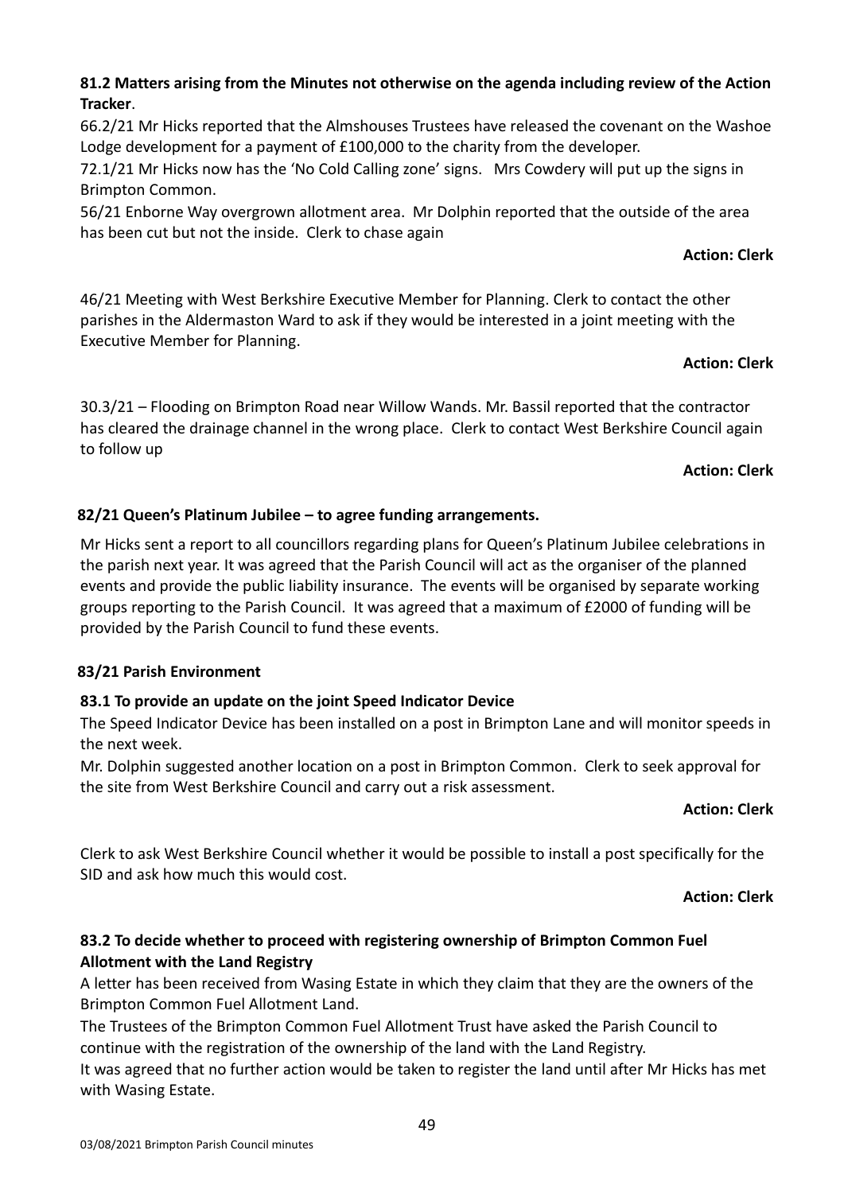**81.2 Matters arising from the Minutes not otherwise on the agenda including review of the Action Tracker**.

66.2/21 Mr Hicks reported that the Almshouses Trustees have released the covenant on the Washoe Lodge development for a payment of £100,000 to the charity from the developer.

72.1/21 Mr Hicks now has the 'No Cold Calling zone' signs. Mrs Cowdery will put up the signs in Brimpton Common.

56/21 Enborne Way overgrown allotment area. Mr Dolphin reported that the outside of the area has been cut but not the inside. Clerk to chase again

**Action: Clerk**

46/21 Meeting with West Berkshire Executive Member for Planning. Clerk to contact the other parishes in the Aldermaston Ward to ask if they would be interested in a joint meeting with the Executive Member for Planning.

**Action: Clerk**

30.3/21 – Flooding on Brimpton Road near Willow Wands. Mr. Bassil reported that the contractor has cleared the drainage channel in the wrong place. Clerk to contact West Berkshire Council again to follow up

**Action: Clerk**

**82/21 Queen's Platinum Jubilee – to agree funding arrangements.**

Mr Hicks sent a report to all councillors regarding plans for Queen's Platinum Jubilee celebrations in the parish next year. It was agreed that the Parish Council will act as the organiser of the planned events and provide the public liability insurance. The events will be organised by separate working groups reporting to the Parish Council. It was agreed that a maximum of £2000 of funding will be provided by the Parish Council to fund these events.

**83/21 Parish Environment**

**83.1 To provide an update on the joint Speed Indicator Device**

The Speed Indicator Device has been installed on a post in Brimpton Lane and will monitor speeds in the next week.

Mr. Dolphin suggested another location on a post in Brimpton Common. Clerk to seek approval for the site from West Berkshire Council and carry out a risk assessment.

**Action: Clerk**

Clerk to ask West Berkshire Council whether it would be possible to install a post specifically for the SID and ask how much this would cost.

**Action: Clerk**

**83.2 To decide whether to proceed with registering ownership of Brimpton Common Fuel Allotment with the Land Registry**

A letter has been received from Wasing Estate in which they claim that they are the owners of the Brimpton Common Fuel Allotment Land.

The Trustees of the Brimpton Common Fuel Allotment Trust have asked the Parish Council to continue with the registration of the ownership of the land with the Land Registry.

It was agreed that no further action would be taken to register the land until after Mr Hicks has met with Wasing Estate.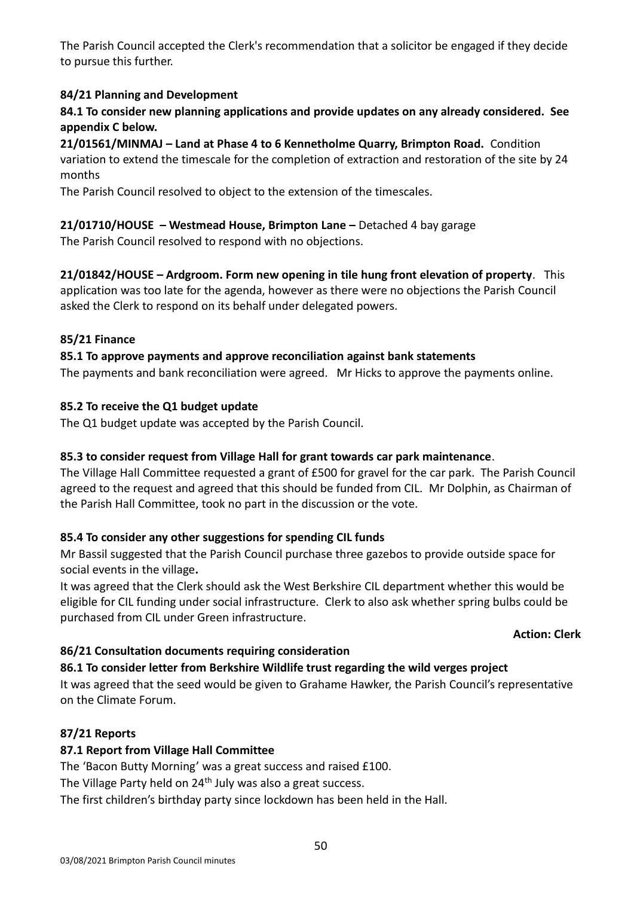The Parish Council accepted the Clerk's recommendation that a solicitor be engaged if they decide to pursue this further.

**84/21 Planning and Development**

**84.1 To consider new planning applications and provide updates on any already considered. See appendix C below.**

**21/01561/MINMAJ – Land at Phase 4 to 6 Kennetholme Quarry, Brimpton Road.** Condition variation to extend the timescale for the completion of extraction and restoration of the site by 24 months

The Parish Council resolved to object to the extension of the timescales.

**21/01710/HOUSE – Westmead House, Brimpton Lane –** Detached 4 bay garage

The Parish Council resolved to respond with no objections.

**21/01842/HOUSE – Ardgroom. Form new opening in tile hung front elevation of property**. This application was too late for the agenda, however as there were no objections the Parish Council asked the Clerk to respond on its behalf under delegated powers.

**85/21 Finance**

**85.1 To approve payments and approve reconciliation against bank statements**

The payments and bank reconciliation were agreed. Mr Hicks to approve the payments online.

**85.2 To receive the Q1 budget update**

The Q1 budget update was accepted by the Parish Council.

**85.3 to consider request from Village Hall for grant towards car park maintenance**.

The Village Hall Committee requested a grant of £500 for gravel for the car park. The Parish Council agreed to the request and agreed that this should be funded from CIL. Mr Dolphin, as Chairman of the Parish Hall Committee, took no part in the discussion or the vote.

**85.4 To consider any other suggestions for spending CIL funds**

Mr Bassil suggested that the Parish Council purchase three gazebos to provide outside space for social events in the village**.**

It was agreed that the Clerk should ask the West Berkshire CIL department whether this would be eligible for CIL funding under social infrastructure. Clerk to also ask whether spring bulbs could be purchased from CIL under Green infrastructure.

**Action: Clerk**

**86/21 Consultation documents requiring consideration**

**86.1 To consider letter from Berkshire Wildlife trust regarding the wild verges project**

It was agreed that the seed would be given to Grahame Hawker, the Parish Council's representative on the Climate Forum.

**87/21 Reports**

**87.1 Report from Village Hall Committee**

The 'Bacon Butty Morning' was a great success and raised £100.

The Village Party held on 24th July was also a great success.

The first children's birthday party since lockdown has been held in the Hall.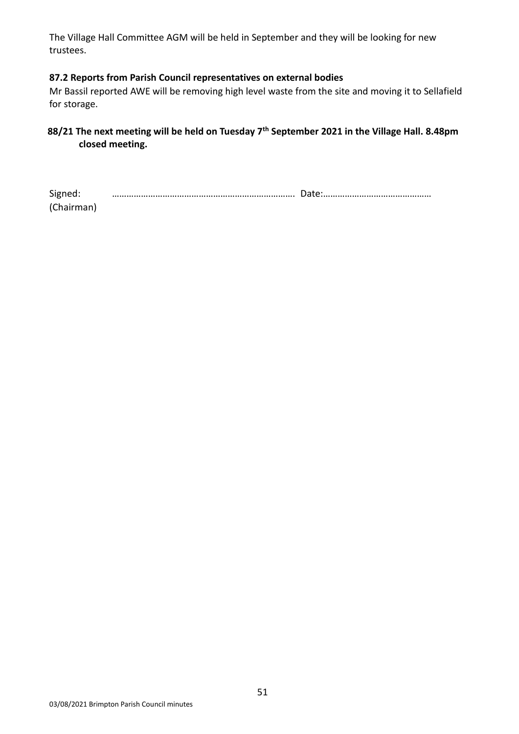The Village Hall Committee AGM will be held in September and they will be looking for new trustees.

**87.2 Reports from Parish Council representatives on external bodies**

Mr Bassil reported AWE will be removing high level waste from the site and moving it to Sellafield for storage.

**88/21 The next meeting will be held on Tuesday 7th September 2021 in the Village Hall. 8.48pm closed meeting.**

Signed: ………………………………………………………………. Date:………………………………………
(Chairman)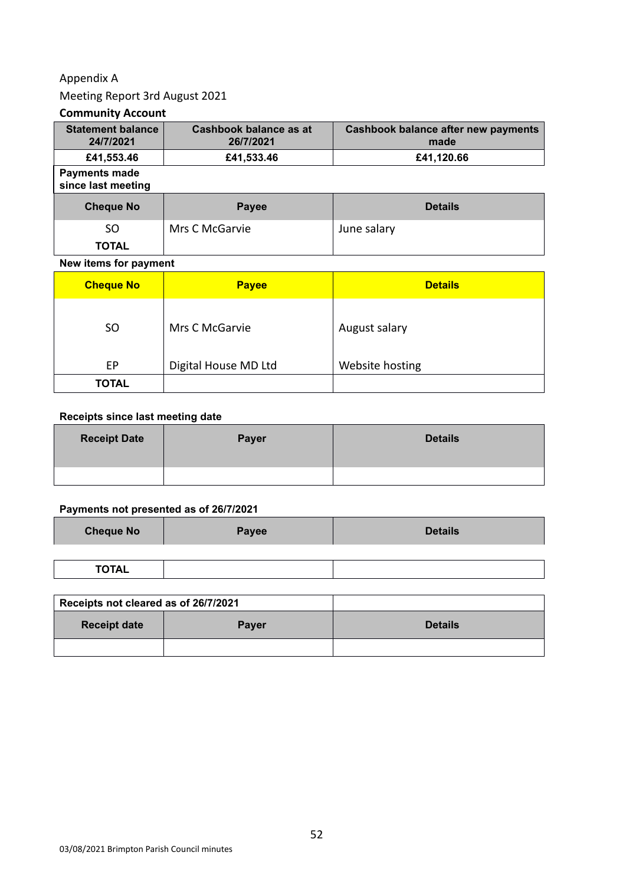Appendix A

Meeting Report 3rd August 2021

**Community Account**

| Statement balance 24/7/2021 | Cashbook balance as at 26/7/2021 | Cashbook balance after new payments made |
|---|---|---|
| £41,553.46 | £41,533.46 | £41,120.66 |

**Payments made since last meeting**

| Cheque No | Payee | Details |
|---|---|---|
| SO | Mrs C McGarvie | June salary |
| **TOTAL** | | |

**New items for payment**

| Cheque No | Payee | Details |
|---|---|---|
| SO | Mrs C McGarvie | August salary |
| EP | Digital House MD Ltd | Website hosting |
| **TOTAL** | | |

**Receipts since last meeting date**

| Receipt Date | Payer | Details |
|---|---|---|
| | | |

**Payments not presented as of 26/7/2021**

| Cheque No | Payee | Details |
|---|---|---|
| **TOTAL** | | |

**Receipts not cleared as of 26/7/2021**

| Receipt date | Payer | Details |
|---|---|---|
| | | |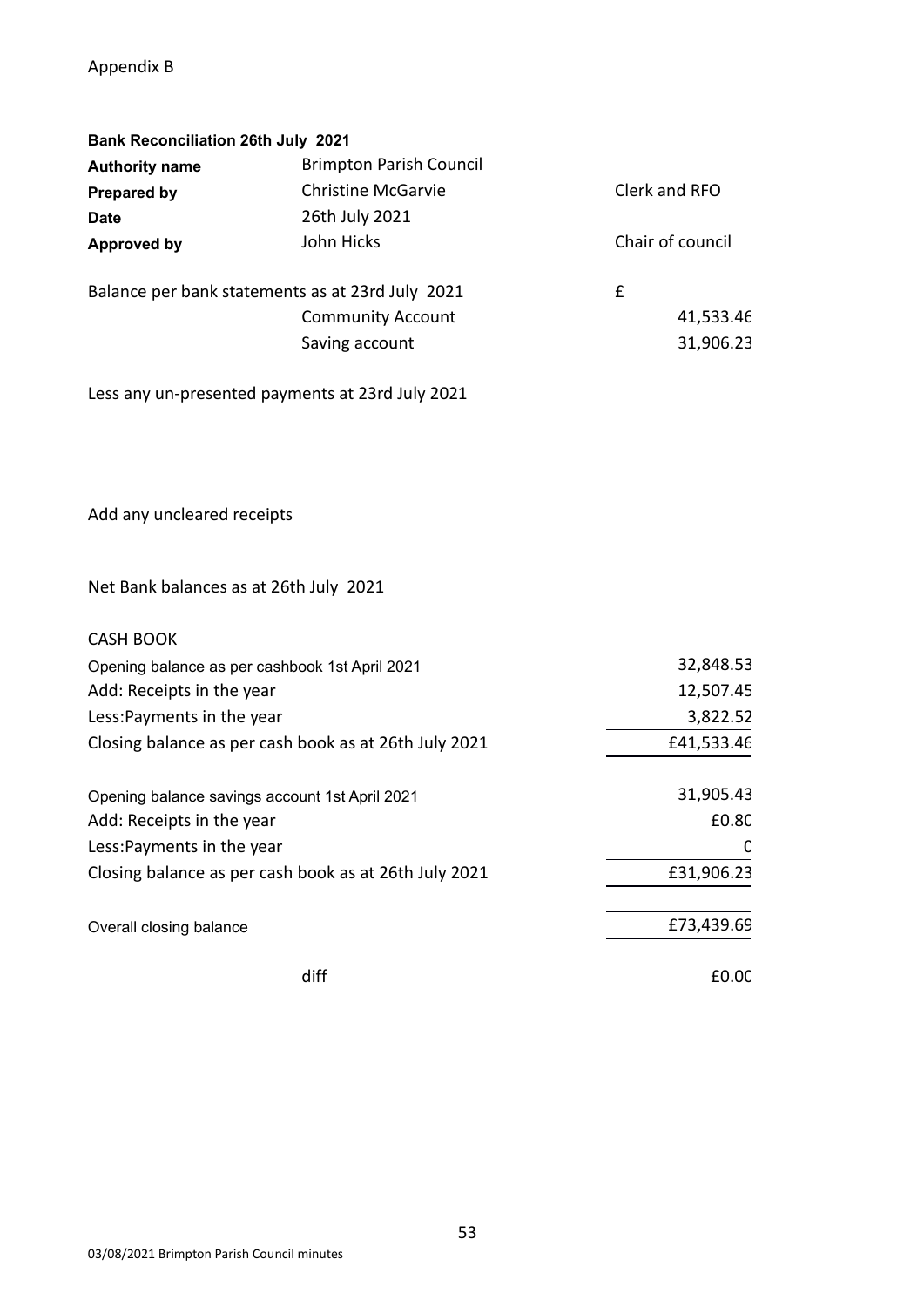Appendix B

**Bank Reconciliation 26th July 2021**

| | | |
|---|---|---|
| **Authority name** | Brimpton Parish Council | |
| **Prepared by** | Christine McGarvie | Clerk and RFO |
| **Date** | 26th July 2021 | |
| **Approved by** | John Hicks | Chair of council |

| | | |
|---|---|---|
| Balance per bank statements as at 23rd July 2021 | | £ |
| | Community Account | 41,533.46 |
| | Saving account | 31,906.23 |
| Less any un-presented payments at 23rd July 2021 | | |
| Add any uncleared receipts | | |
| Net Bank balances as at 26th July 2021 | | |

**CASH BOOK**

| | |
|---|---|
| Opening balance as per cashbook 1st April 2021 | 32,848.53 |
| Add: Receipts in the year | 12,507.45 |
| Less:Payments in the year | 3,822.52 |
| Closing balance as per cash book as at 26th July 2021 | £41,533.46 |
| Opening balance savings account 1st April 2021 | 31,905.43 |
| Add: Receipts in the year | £0.80 |
| Less:Payments in the year | 0 |
| Closing balance as per cash book as at 26th July 2021 | £31,906.23 |
| Overall closing balance | £73,439.69 |
| diff | £0.00 |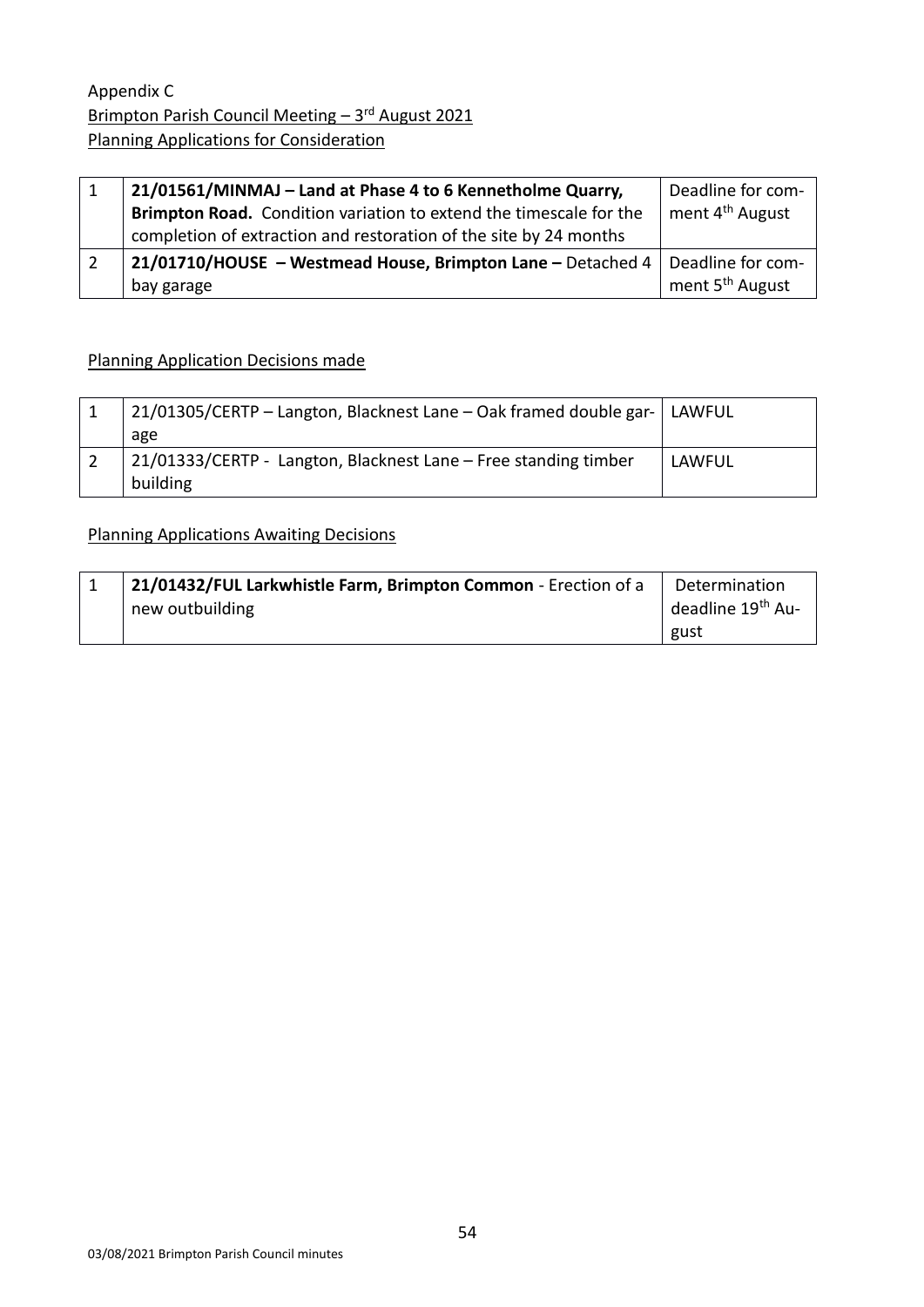Appendix C

Brimpton Parish Council Meeting – 3rd August 2021

Planning Applications for Consideration

| | | |
|---|---|---|
| 1 | **21/01561/MINMAJ – Land at Phase 4 to 6 Kennetholme Quarry, Brimpton Road.** Condition variation to extend the timescale for the completion of extraction and restoration of the site by 24 months | Deadline for comment 4th August |
| 2 | **21/01710/HOUSE – Westmead House, Brimpton Lane –** Detached 4 bay garage | Deadline for comment 5th August |

Planning Application Decisions made

| | | |
|---|---|---|
| 1 | 21/01305/CERTP – Langton, Blacknest Lane – Oak framed double garage | LAWFUL |
| 2 | 21/01333/CERTP - Langton, Blacknest Lane – Free standing timber building | LAWFUL |

Planning Applications Awaiting Decisions

| | | |
|---|---|---|
| 1 | **21/01432/FUL Larkwhistle Farm, Brimpton Common** - Erection of a new outbuilding | Determination deadline 19th August |